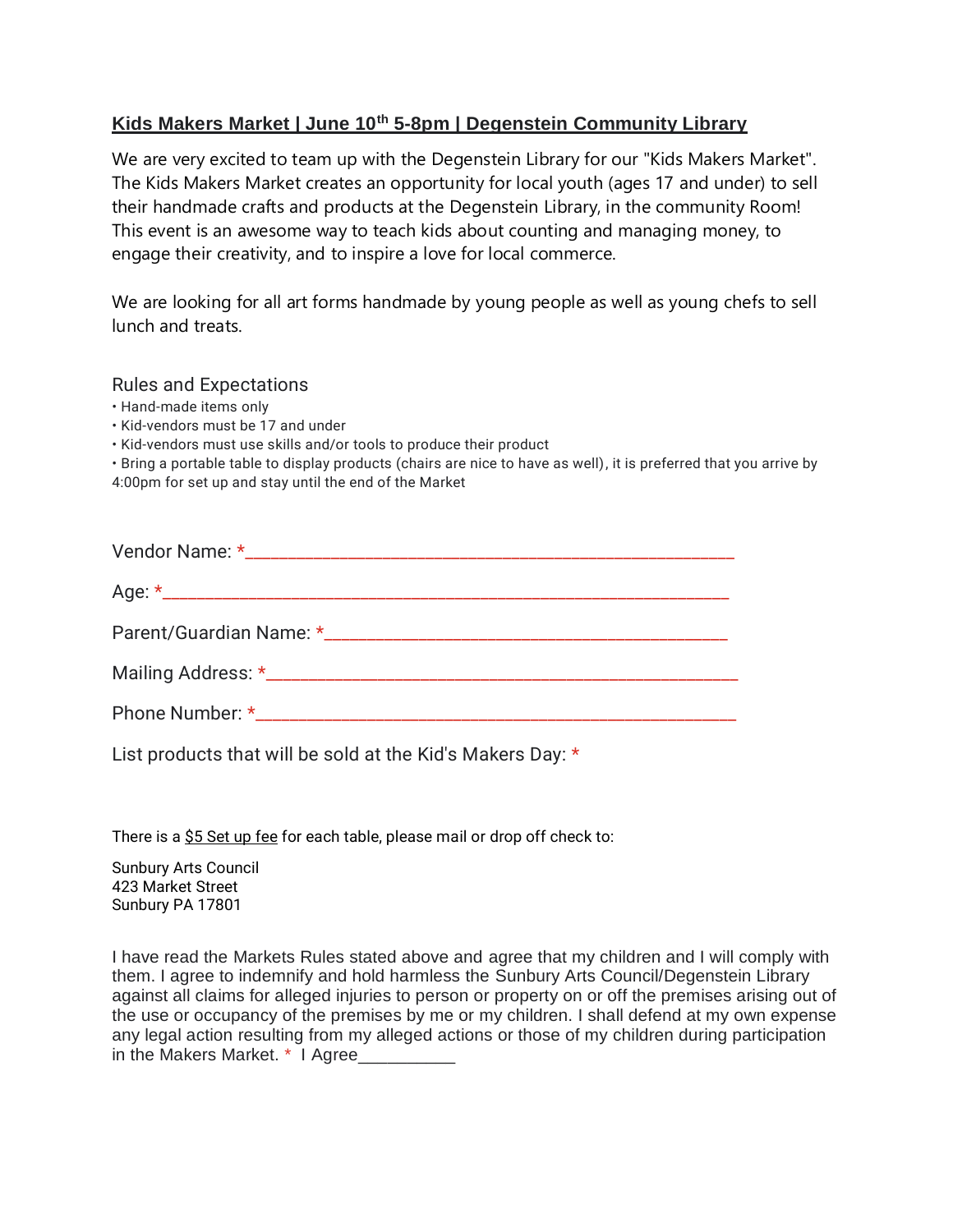## **Kids Makers Market | June 10th 5-8pm | Degenstein Community Library**

We are very excited to team up with the Degenstein Library for our "Kids Makers Market". The Kids Makers Market creates an opportunity for local youth (ages 17 and under) to sell their handmade crafts and products at the Degenstein Library, in the community Room! This event is an awesome way to teach kids about counting and managing money, to engage their creativity, and to inspire a love for local commerce.

We are looking for all art forms handmade by young people as well as young chefs to sell lunch and treats.

### Rules and Expectations

- Hand-made items only
- Kid-vendors must be 17 and under
- Kid-vendors must use skills and/or tools to produce their product
- Bring a portable table to display products (chairs are nice to have as well), it is preferred that you arrive by 4:00pm for set up and stay until the end of the Market

Vendor Name: *___________________________________________________

Age: *___________________________________________________________

Parent/Guardian Name: *____________________________________________

Mailing Address: *_________________________________________________

Phone Number: *__________________________________________________

List products that will be sold at the Kid's Makers Day: *

There is a $5 Set up fee for each table, please mail or drop off check to:

Sunbury Arts Council
423 Market Street
Sunbury PA 17801

I have read the Markets Rules stated above and agree that my children and I will comply with them. I agree to indemnify and hold harmless the Sunbury Arts Council/Degenstein Library against all claims for alleged injuries to person or property on or off the premises arising out of the use or occupancy of the premises by me or my children. I shall defend at my own expense any legal action resulting from my alleged actions or those of my children during participation in the Makers Market. * I Agree__________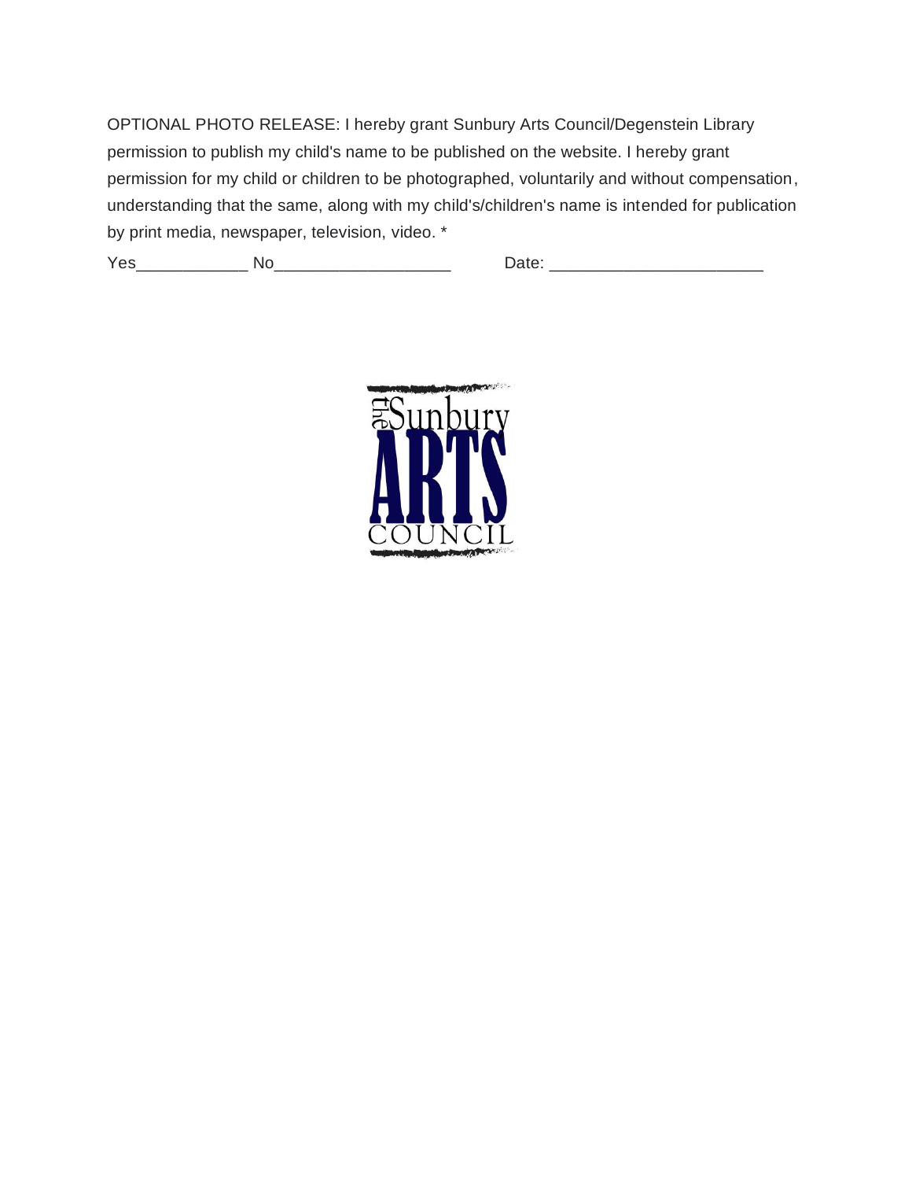OPTIONAL PHOTO RELEASE: I hereby grant Sunbury Arts Council/Degenstein Library permission to publish my child's name to be published on the website. I hereby grant permission for my child or children to be photographed, voluntarily and without compensation, understanding that the same, along with my child's/children's name is intended for publication by print media, newspaper, television, video. *

Yes____________ No__________________ Date: ______________________

the Sunbury ARTS COUNCIL